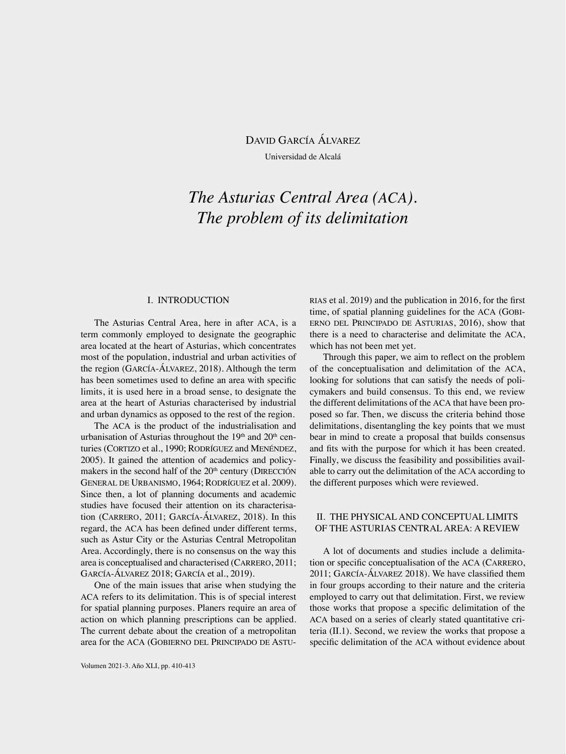David García Álvarez

Universidad de Alcalá

# *The Asturias Central Area (ACA). The problem of its delimitation*

## I. INTRODUCTION

The Asturias Central Area, here in after ACA, is a term commonly employed to designate the geographic area located at the heart of Asturias, which concentrates most of the population, industrial and urban activities of the region (García-Álvarez, 2018). Although the term has been sometimes used to define an area with specific limits, it is used here in a broad sense, to designate the area at the heart of Asturias characterised by industrial and urban dynamics as opposed to the rest of the region.

The ACA is the product of the industrialisation and urbanisation of Asturias throughout the 19th and 20th centuries (Cortizo et al., 1990; Rodríguez and Menéndez, 2005). It gained the attention of academics and policymakers in the second half of the 20th century (Dirección General de Urbanismo, 1964; Rodríguez et al. 2009). Since then, a lot of planning documents and academic studies have focused their attention on its characterisation (Carrero, 2011; García-Álvarez, 2018). In this regard, the ACA has been defined under different terms, such as Astur City or the Asturias Central Metropolitan Area. Accordingly, there is no consensus on the way this area is conceptualised and characterised (Carrero, 2011; García-Álvarez 2018; García et al., 2019).

One of the main issues that arise when studying the ACA refers to its delimitation. This is of special interest for spatial planning purposes. Planers require an area of action on which planning prescriptions can be applied. The current debate about the creation of a metropolitan area for the ACA (Gobierno del Principado de Asturias et al. 2019) and the publication in 2016, for the first time, of spatial planning guidelines for the ACA (Gobierno del Principado de Asturias, 2016), show that there is a need to characterise and delimitate the ACA, which has not been met yet.

Through this paper, we aim to reflect on the problem of the conceptualisation and delimitation of the ACA, looking for solutions that can satisfy the needs of policymakers and build consensus. To this end, we review the different delimitations of the ACA that have been proposed so far. Then, we discuss the criteria behind those delimitations, disentangling the key points that we must bear in mind to create a proposal that builds consensus and fits with the purpose for which it has been created. Finally, we discuss the feasibility and possibilities available to carry out the delimitation of the ACA according to the different purposes which were reviewed.

## II. THE PHYSICAL AND CONCEPTUAL LIMITS OF THE ASTURIAS CENTRAL AREA: A REVIEW

A lot of documents and studies include a delimitation or specific conceptualisation of the ACA (Carrero, 2011; García-Álvarez 2018). We have classified them in four groups according to their nature and the criteria employed to carry out that delimitation. First, we review those works that propose a specific delimitation of the ACA based on a series of clearly stated quantitative criteria (II.1). Second, we review the works that propose a specific delimitation of the ACA without evidence about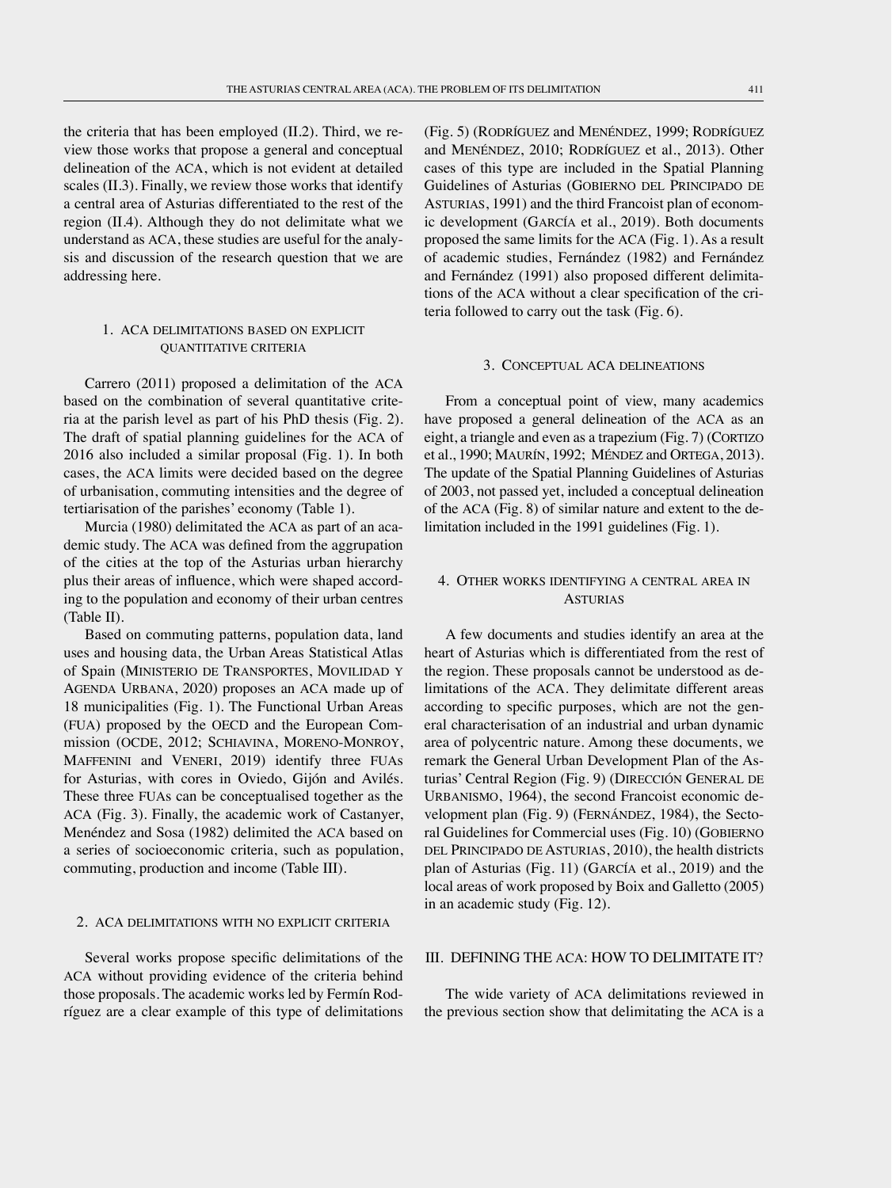the criteria that has been employed (II.2). Third, we review those works that propose a general and conceptual delineation of the ACA, which is not evident at detailed scales (II.3). Finally, we review those works that identify a central area of Asturias differentiated to the rest of the region (II.4). Although they do not delimitate what we understand as ACA, these studies are useful for the analysis and discussion of the research question that we are addressing here.

### 1. ACA delimitations based on explicit quantitative criteria

Carrero (2011) proposed a delimitation of the ACA based on the combination of several quantitative criteria at the parish level as part of his PhD thesis (Fig. 2). The draft of spatial planning guidelines for the ACA of 2016 also included a similar proposal (Fig. 1). In both cases, the ACA limits were decided based on the degree of urbanisation, commuting intensities and the degree of tertiarisation of the parishes' economy (Table 1).

Murcia (1980) delimitated the ACA as part of an academic study. The ACA was defined from the aggrupation of the cities at the top of the Asturias urban hierarchy plus their areas of influence, which were shaped according to the population and economy of their urban centres (Table II).

Based on commuting patterns, population data, land uses and housing data, the Urban Areas Statistical Atlas of Spain (Ministerio de Transportes, Movilidad y Agenda Urbana, 2020) proposes an ACA made up of 18 municipalities (Fig. 1). The Functional Urban Areas (FUA) proposed by the OECD and the European Commission (OCDE, 2012; Schiavina, Moreno-Monroy, Maffenini and Veneri, 2019) identify three FUAs for Asturias, with cores in Oviedo, Gijón and Avilés. These three FUAs can be conceptualised together as the ACA (Fig. 3). Finally, the academic work of Castanyer, Menéndez and Sosa (1982) delimited the ACA based on a series of socioeconomic criteria, such as population, commuting, production and income (Table III).

### 2. ACA delimitations with no explicit criteria

Several works propose specific delimitations of the ACA without providing evidence of the criteria behind those proposals. The academic works led by Fermín Rodríguez are a clear example of this type of delimitations (Fig. 5) (Rodríguez and Menéndez, 1999; Rodríguez and Menéndez, 2010; Rodríguez et al., 2013). Other cases of this type are included in the Spatial Planning Guidelines of Asturias (Gobierno del Principado de Asturias, 1991) and the third Francoist plan of economic development (García et al., 2019). Both documents proposed the same limits for the ACA (Fig. 1). As a result of academic studies, Fernández (1982) and Fernández and Fernández (1991) also proposed different delimitations of the ACA without a clear specification of the criteria followed to carry out the task (Fig. 6).

### 3. Conceptual ACA delineations

From a conceptual point of view, many academics have proposed a general delineation of the ACA as an eight, a triangle and even as a trapezium (Fig. 7) (Cortizo et al., 1990; Maurín, 1992; Méndez and Ortega, 2013). The update of the Spatial Planning Guidelines of Asturias of 2003, not passed yet, included a conceptual delineation of the ACA (Fig. 8) of similar nature and extent to the delimitation included in the 1991 guidelines (Fig. 1).

### 4. Other works identifying a central area in Asturias

A few documents and studies identify an area at the heart of Asturias which is differentiated from the rest of the region. These proposals cannot be understood as delimitations of the ACA. They delimitate different areas according to specific purposes, which are not the general characterisation of an industrial and urban dynamic area of polycentric nature. Among these documents, we remark the General Urban Development Plan of the Asturias' Central Region (Fig. 9) (Dirección General de Urbanismo, 1964), the second Francoist economic development plan (Fig. 9) (Fernández, 1984), the Sectoral Guidelines for Commercial uses (Fig. 10) (Gobierno del Principado de Asturias, 2010), the health districts plan of Asturias (Fig. 11) (García et al., 2019) and the local areas of work proposed by Boix and Galletto (2005) in an academic study (Fig. 12).

## III. DEFINING THE ACA: HOW TO DELIMITATE IT?

The wide variety of ACA delimitations reviewed in the previous section show that delimitating the ACA is a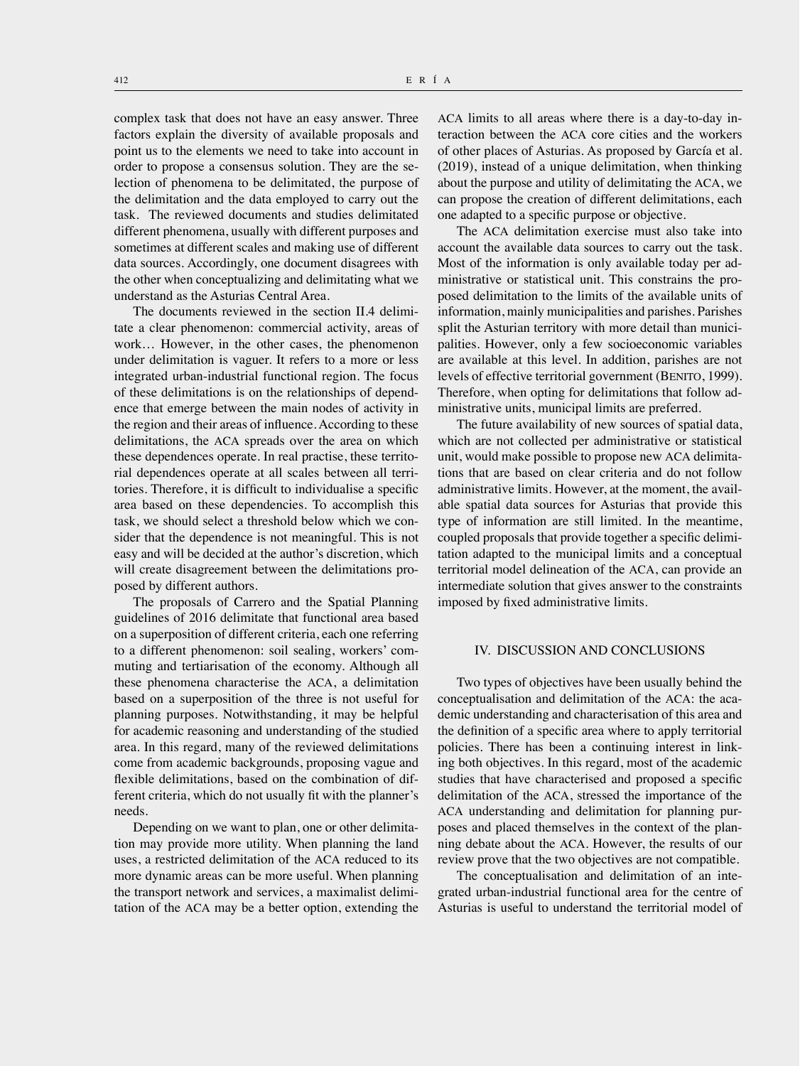complex task that does not have an easy answer. Three factors explain the diversity of available proposals and point us to the elements we need to take into account in order to propose a consensus solution. They are the selection of phenomena to be delimitated, the purpose of the delimitation and the data employed to carry out the task. The reviewed documents and studies delimitated different phenomena, usually with different purposes and sometimes at different scales and making use of different data sources. Accordingly, one document disagrees with the other when conceptualizing and delimitating what we understand as the Asturias Central Area.

The documents reviewed in the section II.4 delimitate a clear phenomenon: commercial activity, areas of work… However, in the other cases, the phenomenon under delimitation is vaguer. It refers to a more or less integrated urban-industrial functional region. The focus of these delimitations is on the relationships of dependence that emerge between the main nodes of activity in the region and their areas of influence. According to these delimitations, the ACA spreads over the area on which these dependences operate. In real practise, these territorial dependences operate at all scales between all territories. Therefore, it is difficult to individualise a specific area based on these dependencies. To accomplish this task, we should select a threshold below which we consider that the dependence is not meaningful. This is not easy and will be decided at the author's discretion, which will create disagreement between the delimitations proposed by different authors.

The proposals of Carrero and the Spatial Planning guidelines of 2016 delimitate that functional area based on a superposition of different criteria, each one referring to a different phenomenon: soil sealing, workers' commuting and tertiarisation of the economy. Although all these phenomena characterise the ACA, a delimitation based on a superposition of the three is not useful for planning purposes. Notwithstanding, it may be helpful for academic reasoning and understanding of the studied area. In this regard, many of the reviewed delimitations come from academic backgrounds, proposing vague and flexible delimitations, based on the combination of different criteria, which do not usually fit with the planner's needs.

Depending on we want to plan, one or other delimitation may provide more utility. When planning the land uses, a restricted delimitation of the ACA reduced to its more dynamic areas can be more useful. When planning the transport network and services, a maximalist delimitation of the ACA may be a better option, extending the ACA limits to all areas where there is a day-to-day interaction between the ACA core cities and the workers of other places of Asturias. As proposed by García et al. (2019), instead of a unique delimitation, when thinking about the purpose and utility of delimitating the ACA, we can propose the creation of different delimitations, each one adapted to a specific purpose or objective.

The ACA delimitation exercise must also take into account the available data sources to carry out the task. Most of the information is only available today per administrative or statistical unit. This constrains the proposed delimitation to the limits of the available units of information, mainly municipalities and parishes. Parishes split the Asturian territory with more detail than municipalities. However, only a few socioeconomic variables are available at this level. In addition, parishes are not levels of effective territorial government (Benito, 1999). Therefore, when opting for delimitations that follow administrative units, municipal limits are preferred.

The future availability of new sources of spatial data, which are not collected per administrative or statistical unit, would make possible to propose new ACA delimitations that are based on clear criteria and do not follow administrative limits. However, at the moment, the available spatial data sources for Asturias that provide this type of information are still limited. In the meantime, coupled proposals that provide together a specific delimitation adapted to the municipal limits and a conceptual territorial model delineation of the ACA, can provide an intermediate solution that gives answer to the constraints imposed by fixed administrative limits.

## IV. DISCUSSION AND CONCLUSIONS

Two types of objectives have been usually behind the conceptualisation and delimitation of the ACA: the academic understanding and characterisation of this area and the definition of a specific area where to apply territorial policies. There has been a continuing interest in linking both objectives. In this regard, most of the academic studies that have characterised and proposed a specific delimitation of the ACA, stressed the importance of the ACA understanding and delimitation for planning purposes and placed themselves in the context of the planning debate about the ACA. However, the results of our review prove that the two objectives are not compatible.

The conceptualisation and delimitation of an integrated urban-industrial functional area for the centre of Asturias is useful to understand the territorial model of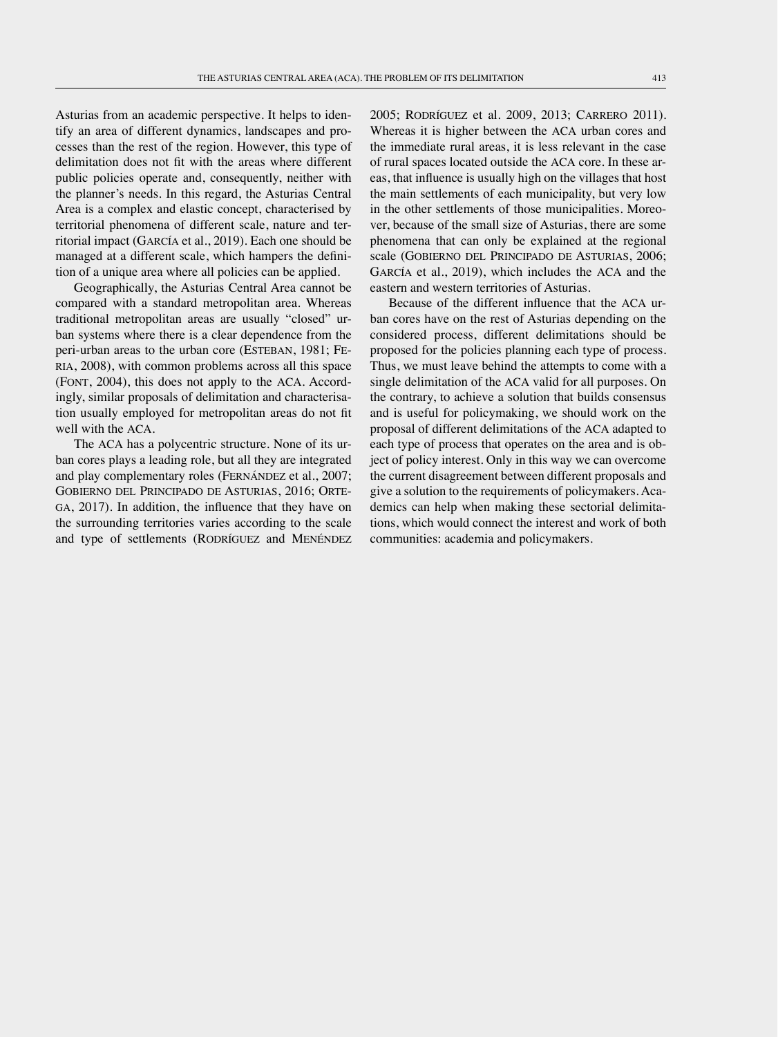Asturias from an academic perspective. It helps to identify an area of different dynamics, landscapes and processes than the rest of the region. However, this type of delimitation does not fit with the areas where different public policies operate and, consequently, neither with the planner's needs. In this regard, the Asturias Central Area is a complex and elastic concept, characterised by territorial phenomena of different scale, nature and territorial impact (García et al., 2019). Each one should be managed at a different scale, which hampers the definition of a unique area where all policies can be applied.

Geographically, the Asturias Central Area cannot be compared with a standard metropolitan area. Whereas traditional metropolitan areas are usually "closed" urban systems where there is a clear dependence from the peri-urban areas to the urban core (Esteban, 1981; Feria, 2008), with common problems across all this space (Font, 2004), this does not apply to the ACA. Accordingly, similar proposals of delimitation and characterisation usually employed for metropolitan areas do not fit well with the ACA.

The ACA has a polycentric structure. None of its urban cores plays a leading role, but all they are integrated and play complementary roles (Fernández et al., 2007; Gobierno del Principado de Asturias, 2016; Ortega, 2017). In addition, the influence that they have on the surrounding territories varies according to the scale and type of settlements (Rodríguez and Menéndez 2005; Rodríguez et al. 2009, 2013; Carrero 2011). Whereas it is higher between the ACA urban cores and the immediate rural areas, it is less relevant in the case of rural spaces located outside the ACA core. In these areas, that influence is usually high on the villages that host the main settlements of each municipality, but very low in the other settlements of those municipalities. Moreover, because of the small size of Asturias, there are some phenomena that can only be explained at the regional scale (Gobierno del Principado de Asturias, 2006; García et al., 2019), which includes the ACA and the eastern and western territories of Asturias.

Because of the different influence that the ACA urban cores have on the rest of Asturias depending on the considered process, different delimitations should be proposed for the policies planning each type of process. Thus, we must leave behind the attempts to come with a single delimitation of the ACA valid for all purposes. On the contrary, to achieve a solution that builds consensus and is useful for policymaking, we should work on the proposal of different delimitations of the ACA adapted to each type of process that operates on the area and is object of policy interest. Only in this way we can overcome the current disagreement between different proposals and give a solution to the requirements of policymakers. Academics can help when making these sectorial delimitations, which would connect the interest and work of both communities: academia and policymakers.